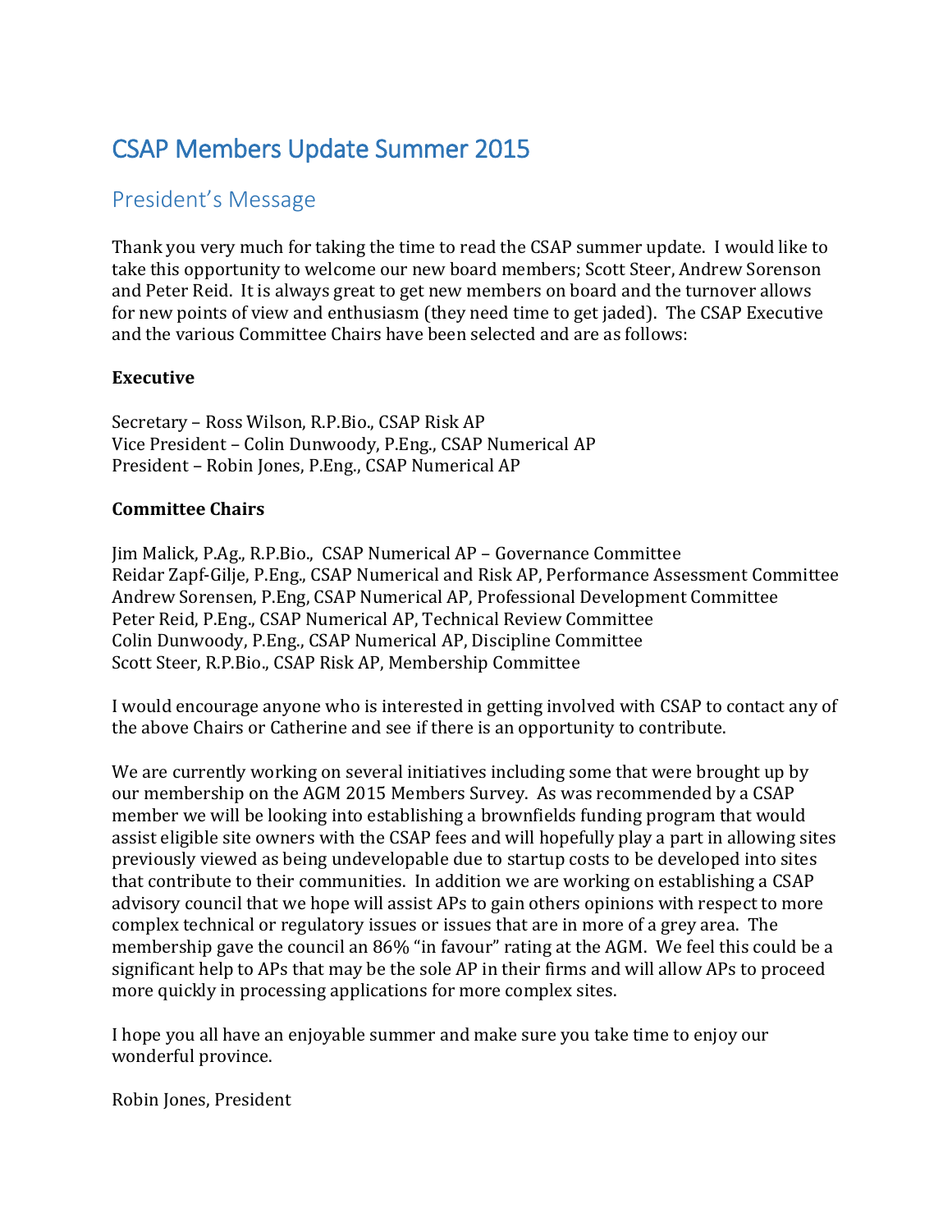# CSAP Members Update Summer 2015

## President's Message

Thank you very much for taking the time to read the CSAP summer update. I would like to take this opportunity to welcome our new board members; Scott Steer, Andrew Sorenson and Peter Reid. It is always great to get new members on board and the turnover allows for new points of view and enthusiasm (they need time to get jaded). The CSAP Executive and the various Committee Chairs have been selected and are as follows:

**Executive**

Secretary – Ross Wilson, R.P.Bio., CSAP Risk AP
Vice President – Colin Dunwoody, P.Eng., CSAP Numerical AP
President – Robin Jones, P.Eng., CSAP Numerical AP

**Committee Chairs**

Jim Malick, P.Ag., R.P.Bio., CSAP Numerical AP – Governance Committee
Reidar Zapf-Gilje, P.Eng., CSAP Numerical and Risk AP, Performance Assessment Committee
Andrew Sorensen, P.Eng, CSAP Numerical AP, Professional Development Committee
Peter Reid, P.Eng., CSAP Numerical AP, Technical Review Committee
Colin Dunwoody, P.Eng., CSAP Numerical AP, Discipline Committee
Scott Steer, R.P.Bio., CSAP Risk AP, Membership Committee

I would encourage anyone who is interested in getting involved with CSAP to contact any of the above Chairs or Catherine and see if there is an opportunity to contribute.

We are currently working on several initiatives including some that were brought up by our membership on the AGM 2015 Members Survey. As was recommended by a CSAP member we will be looking into establishing a brownfields funding program that would assist eligible site owners with the CSAP fees and will hopefully play a part in allowing sites previously viewed as being undevelopable due to startup costs to be developed into sites that contribute to their communities. In addition we are working on establishing a CSAP advisory council that we hope will assist APs to gain others opinions with respect to more complex technical or regulatory issues or issues that are in more of a grey area. The membership gave the council an 86% "in favour" rating at the AGM. We feel this could be a significant help to APs that may be the sole AP in their firms and will allow APs to proceed more quickly in processing applications for more complex sites.

I hope you all have an enjoyable summer and make sure you take time to enjoy our wonderful province.

Robin Jones, President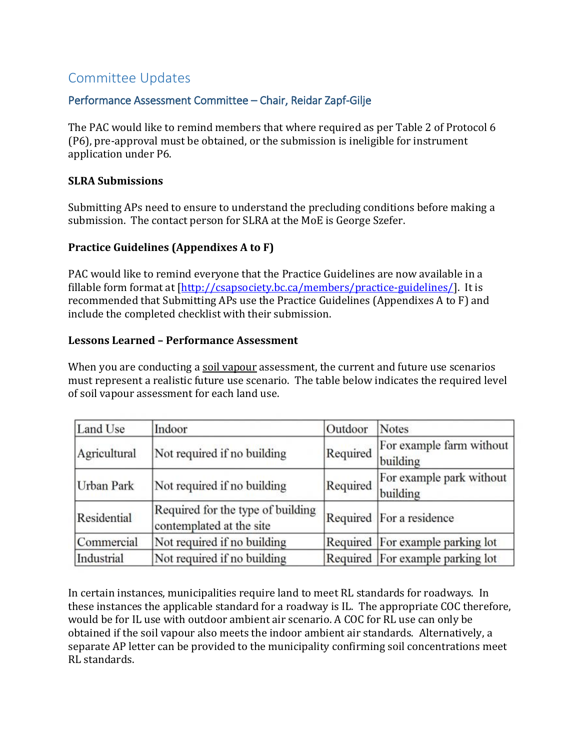## Committee Updates

### Performance Assessment Committee – Chair, Reidar Zapf-Gilje

The PAC would like to remind members that where required as per Table 2 of Protocol 6 (P6), pre-approval must be obtained, or the submission is ineligible for instrument application under P6.

**SLRA Submissions**

Submitting APs need to ensure to understand the precluding conditions before making a submission. The contact person for SLRA at the MoE is George Szefer.

**Practice Guidelines (Appendixes A to F)**

PAC would like to remind everyone that the Practice Guidelines are now available in a fillable form format at [http://csapsociety.bc.ca/members/practice-guidelines/]. It is recommended that Submitting APs use the Practice Guidelines (Appendixes A to F) and include the completed checklist with their submission.

**Lessons Learned – Performance Assessment**

When you are conducting a soil vapour assessment, the current and future use scenarios must represent a realistic future use scenario. The table below indicates the required level of soil vapour assessment for each land use.

| Land Use | Indoor | Outdoor | Notes |
|---|---|---|---|
| Agricultural | Not required if no building | Required | For example farm without building |
| Urban Park | Not required if no building | Required | For example park without building |
| Residential | Required for the type of building contemplated at the site | Required | For a residence |
| Commercial | Not required if no building | Required | For example parking lot |
| Industrial | Not required if no building | Required | For example parking lot |

In certain instances, municipalities require land to meet RL standards for roadways. In these instances the applicable standard for a roadway is IL. The appropriate COC therefore, would be for IL use with outdoor ambient air scenario. A COC for RL use can only be obtained if the soil vapour also meets the indoor ambient air standards. Alternatively, a separate AP letter can be provided to the municipality confirming soil concentrations meet RL standards.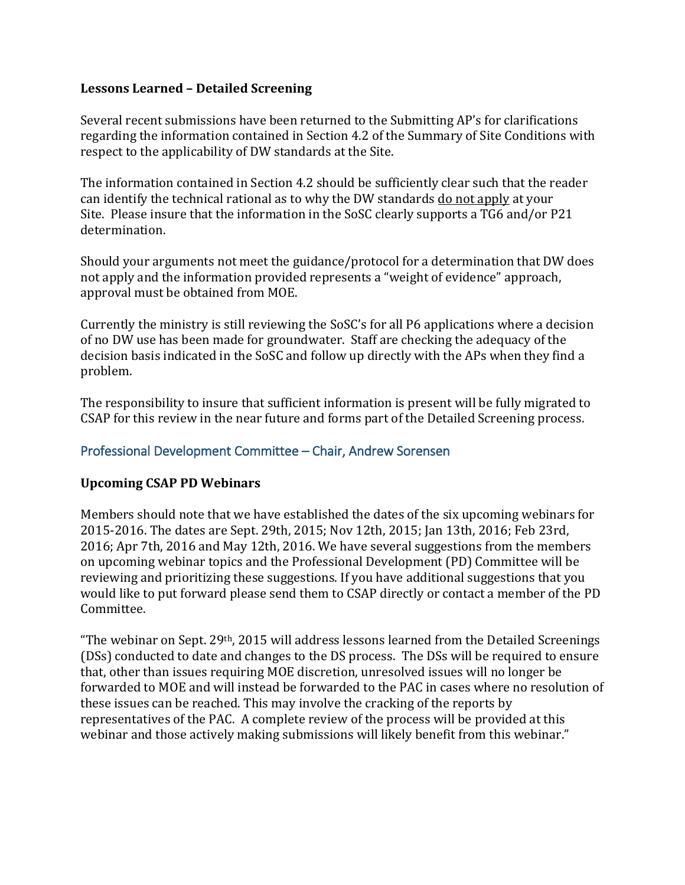**Lessons Learned – Detailed Screening**

Several recent submissions have been returned to the Submitting AP's for clarifications regarding the information contained in Section 4.2 of the Summary of Site Conditions with respect to the applicability of DW standards at the Site.

The information contained in Section 4.2 should be sufficiently clear such that the reader can identify the technical rational as to why the DW standards do not apply at your Site. Please insure that the information in the SoSC clearly supports a TG6 and/or P21 determination.

Should your arguments not meet the guidance/protocol for a determination that DW does not apply and the information provided represents a "weight of evidence" approach, approval must be obtained from MOE.

Currently the ministry is still reviewing the SoSC's for all P6 applications where a decision of no DW use has been made for groundwater. Staff are checking the adequacy of the decision basis indicated in the SoSC and follow up directly with the APs when they find a problem.

The responsibility to insure that sufficient information is present will be fully migrated to CSAP for this review in the near future and forms part of the Detailed Screening process.

## Professional Development Committee – Chair, Andrew Sorensen

**Upcoming CSAP PD Webinars**

Members should note that we have established the dates of the six upcoming webinars for 2015-2016. The dates are Sept. 29th, 2015; Nov 12th, 2015; Jan 13th, 2016; Feb 23rd, 2016; Apr 7th, 2016 and May 12th, 2016. We have several suggestions from the members on upcoming webinar topics and the Professional Development (PD) Committee will be reviewing and prioritizing these suggestions. If you have additional suggestions that you would like to put forward please send them to CSAP directly or contact a member of the PD Committee.

"The webinar on Sept. 29th, 2015 will address lessons learned from the Detailed Screenings (DSs) conducted to date and changes to the DS process. The DSs will be required to ensure that, other than issues requiring MOE discretion, unresolved issues will no longer be forwarded to MOE and will instead be forwarded to the PAC in cases where no resolution of these issues can be reached. This may involve the cracking of the reports by representatives of the PAC. A complete review of the process will be provided at this webinar and those actively making submissions will likely benefit from this webinar."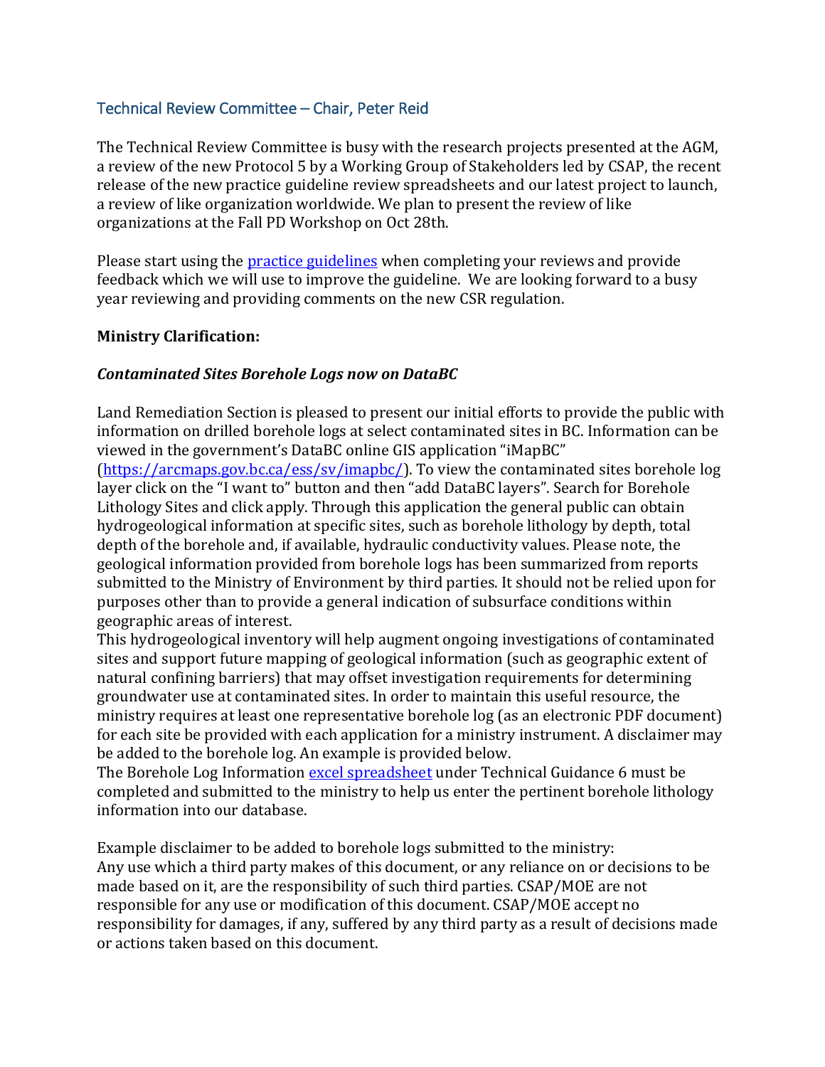## Technical Review Committee – Chair, Peter Reid

The Technical Review Committee is busy with the research projects presented at the AGM, a review of the new Protocol 5 by a Working Group of Stakeholders led by CSAP, the recent release of the new practice guideline review spreadsheets and our latest project to launch, a review of like organization worldwide. We plan to present the review of like organizations at the Fall PD Workshop on Oct 28th.

Please start using the [practice guidelines](#) when completing your reviews and provide feedback which we will use to improve the guideline. We are looking forward to a busy year reviewing and providing comments on the new CSR regulation.

**Ministry Clarification:**

***Contaminated Sites Borehole Logs now on DataBC***

Land Remediation Section is pleased to present our initial efforts to provide the public with information on drilled borehole logs at select contaminated sites in BC. Information can be viewed in the government's DataBC online GIS application "iMapBC" ([https://arcmaps.gov.bc.ca/ess/sv/imapbc/](https://arcmaps.gov.bc.ca/ess/sv/imapbc/)). To view the contaminated sites borehole log layer click on the "I want to" button and then "add DataBC layers". Search for Borehole Lithology Sites and click apply. Through this application the general public can obtain hydrogeological information at specific sites, such as borehole lithology by depth, total depth of the borehole and, if available, hydraulic conductivity values. Please note, the geological information provided from borehole logs has been summarized from reports submitted to the Ministry of Environment by third parties. It should not be relied upon for purposes other than to provide a general indication of subsurface conditions within geographic areas of interest.

This hydrogeological inventory will help augment ongoing investigations of contaminated sites and support future mapping of geological information (such as geographic extent of natural confining barriers) that may offset investigation requirements for determining groundwater use at contaminated sites. In order to maintain this useful resource, the ministry requires at least one representative borehole log (as an electronic PDF document) for each site be provided with each application for a ministry instrument. A disclaimer may be added to the borehole log. An example is provided below.

The Borehole Log Information [excel spreadsheet](#) under Technical Guidance 6 must be completed and submitted to the ministry to help us enter the pertinent borehole lithology information into our database.

Example disclaimer to be added to borehole logs submitted to the ministry:

Any use which a third party makes of this document, or any reliance on or decisions to be made based on it, are the responsibility of such third parties. CSAP/MOE are not responsible for any use or modification of this document. CSAP/MOE accept no responsibility for damages, if any, suffered by any third party as a result of decisions made or actions taken based on this document.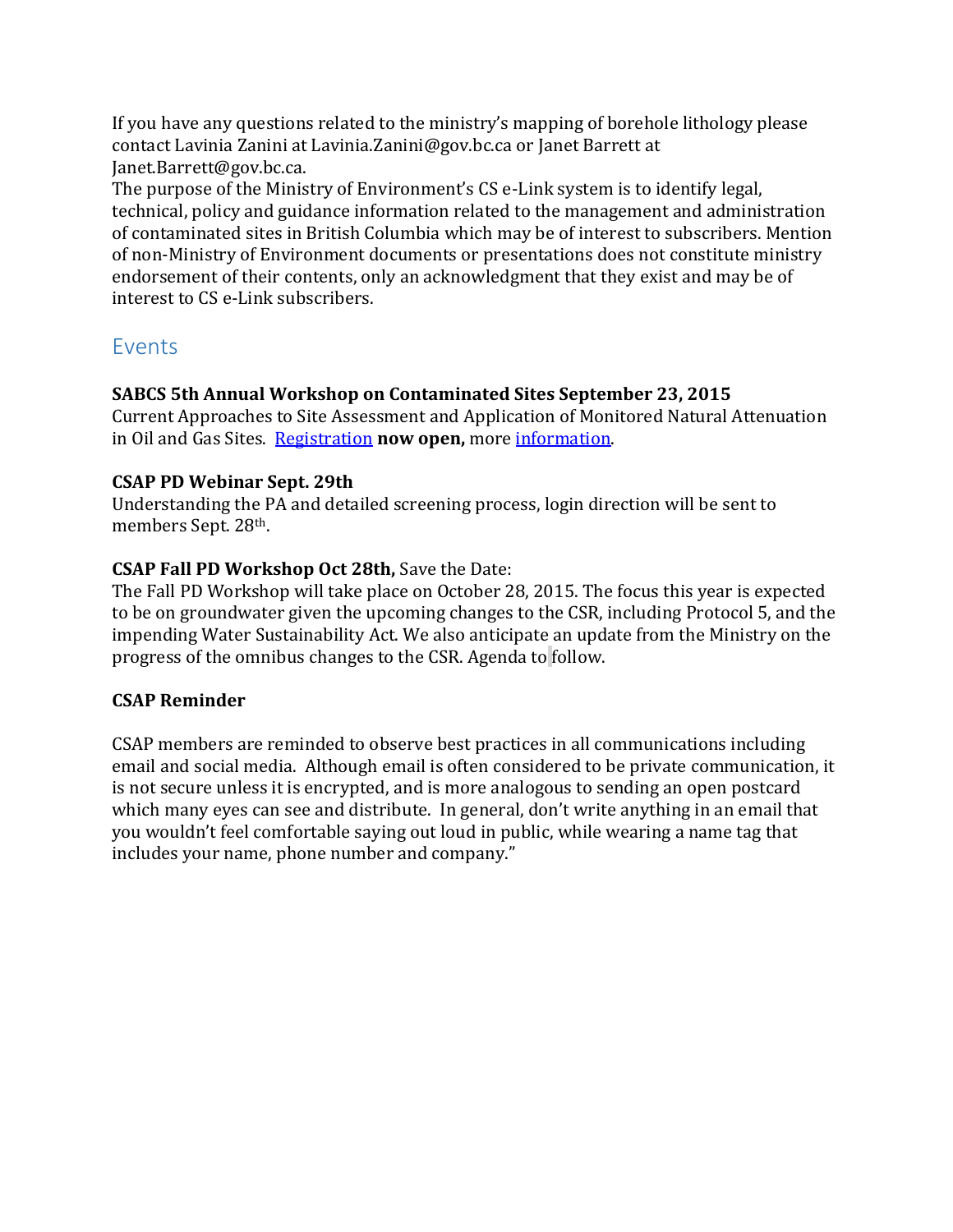If you have any questions related to the ministry's mapping of borehole lithology please contact Lavinia Zanini at Lavinia.Zanini@gov.bc.ca or Janet Barrett at Janet.Barrett@gov.bc.ca.
The purpose of the Ministry of Environment's CS e-Link system is to identify legal, technical, policy and guidance information related to the management and administration of contaminated sites in British Columbia which may be of interest to subscribers. Mention of non-Ministry of Environment documents or presentations does not constitute ministry endorsement of their contents, only an acknowledgment that they exist and may be of interest to CS e-Link subscribers.

## Events

**SABCS 5th Annual Workshop on Contaminated Sites September 23, 2015**
Current Approaches to Site Assessment and Application of Monitored Natural Attenuation in Oil and Gas Sites. Registration **now open,** more information.

**CSAP PD Webinar Sept. 29th**
Understanding the PA and detailed screening process, login direction will be sent to members Sept. 28th.

**CSAP Fall PD Workshop Oct 28th,** Save the Date:
The Fall PD Workshop will take place on October 28, 2015. The focus this year is expected to be on groundwater given the upcoming changes to the CSR, including Protocol 5, and the impending Water Sustainability Act. We also anticipate an update from the Ministry on the progress of the omnibus changes to the CSR. Agenda to follow.

**CSAP Reminder**

CSAP members are reminded to observe best practices in all communications including email and social media. Although email is often considered to be private communication, it is not secure unless it is encrypted, and is more analogous to sending an open postcard which many eyes can see and distribute. In general, don't write anything in an email that you wouldn't feel comfortable saying out loud in public, while wearing a name tag that includes your name, phone number and company."